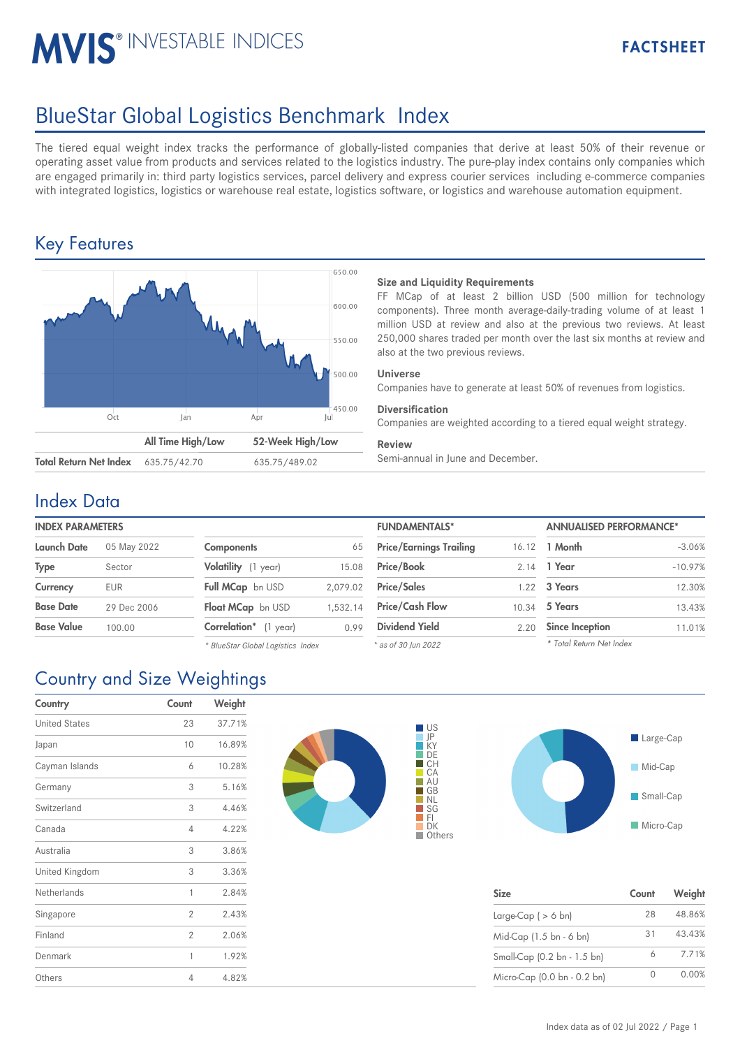MVIS® INVESTABLE INDICES

FACTSHEET

# BlueStar Global Logistics Benchmark Index

The tiered equal weight index tracks the performance of globally-listed companies that derive at least 50% of their revenue or operating asset value from products and services related to the logistics industry. The pure-play index contains only companies which are engaged primarily in: third party logistics services, parcel delivery and express courier services including e-commerce companies with integrated logistics, logistics or warehouse real estate, logistics software, or logistics and warehouse automation equipment.

## Key Features

| | All Time High/Low | 52-Week High/Low |
|---|---|---|
| Total Return Net Index | 635.75/42.70 | 635.75/489.02 |

**Size and Liquidity Requirements**

FF MCap of at least 2 billion USD (500 million for technology components). Three month average-daily-trading volume of at least 1 million USD at review and also at the previous two reviews. At least 250,000 shares traded per month over the last six months at review and also at the two previous reviews.

**Universe**

Companies have to generate at least 50% of revenues from logistics.

**Diversification**

Companies are weighted according to a tiered equal weight strategy.

**Review**

Semi-annual in June and December.

## Index Data

**INDEX PARAMETERS**

| | |
|---|---|
| Launch Date | 05 May 2022 |
| Type | Sector |
| Currency | EUR |
| Base Date | 29 Dec 2006 |
| Base Value | 100.00 |

| | |
|---|---|
| Components | 65 |
| Volatility (1 year) | 15.08 |
| Full MCap bn USD | 2,079.02 |
| Float MCap bn USD | 1,532.14 |
| Correlation* (1 year) | 0.99 |

*\* BlueStar Global Logistics Index*

**FUNDAMENTALS***

| | |
|---|---|
| Price/Earnings Trailing | 16.12 |
| Price/Book | 2.14 |
| Price/Sales | 1.22 |
| Price/Cash Flow | 10.34 |
| Dividend Yield | 2.20 |

*\* as of 30 Jun 2022*

**ANNUALISED PERFORMANCE***

| | |
|---|---|
| 1 Month | -3.06% |
| 1 Year | -10.97% |
| 3 Years | 12.30% |
| 5 Years | 13.43% |
| Since Inception | 11.01% |

*\* Total Return Net Index*

## Country and Size Weightings

| Country | Count | Weight |
|---|---|---|
| United States | 23 | 37.71% |
| Japan | 10 | 16.89% |
| Cayman Islands | 6 | 10.28% |
| Germany | 3 | 5.16% |
| Switzerland | 3 | 4.46% |
| Canada | 4 | 4.22% |
| Australia | 3 | 3.86% |
| United Kingdom | 3 | 3.36% |
| Netherlands | 1 | 2.84% |
| Singapore | 2 | 2.43% |
| Finland | 2 | 2.06% |
| Denmark | 1 | 1.92% |
| Others | 4 | 4.82% |

| Size | Count | Weight |
|---|---|---|
| Large-Cap ( > 6 bn) | 28 | 48.86% |
| Mid-Cap (1.5 bn - 6 bn) | 31 | 43.43% |
| Small-Cap (0.2 bn - 1.5 bn) | 6 | 7.71% |
| Micro-Cap (0.0 bn - 0.2 bn) | 0 | 0.00% |

Index data as of 02 Jul 2022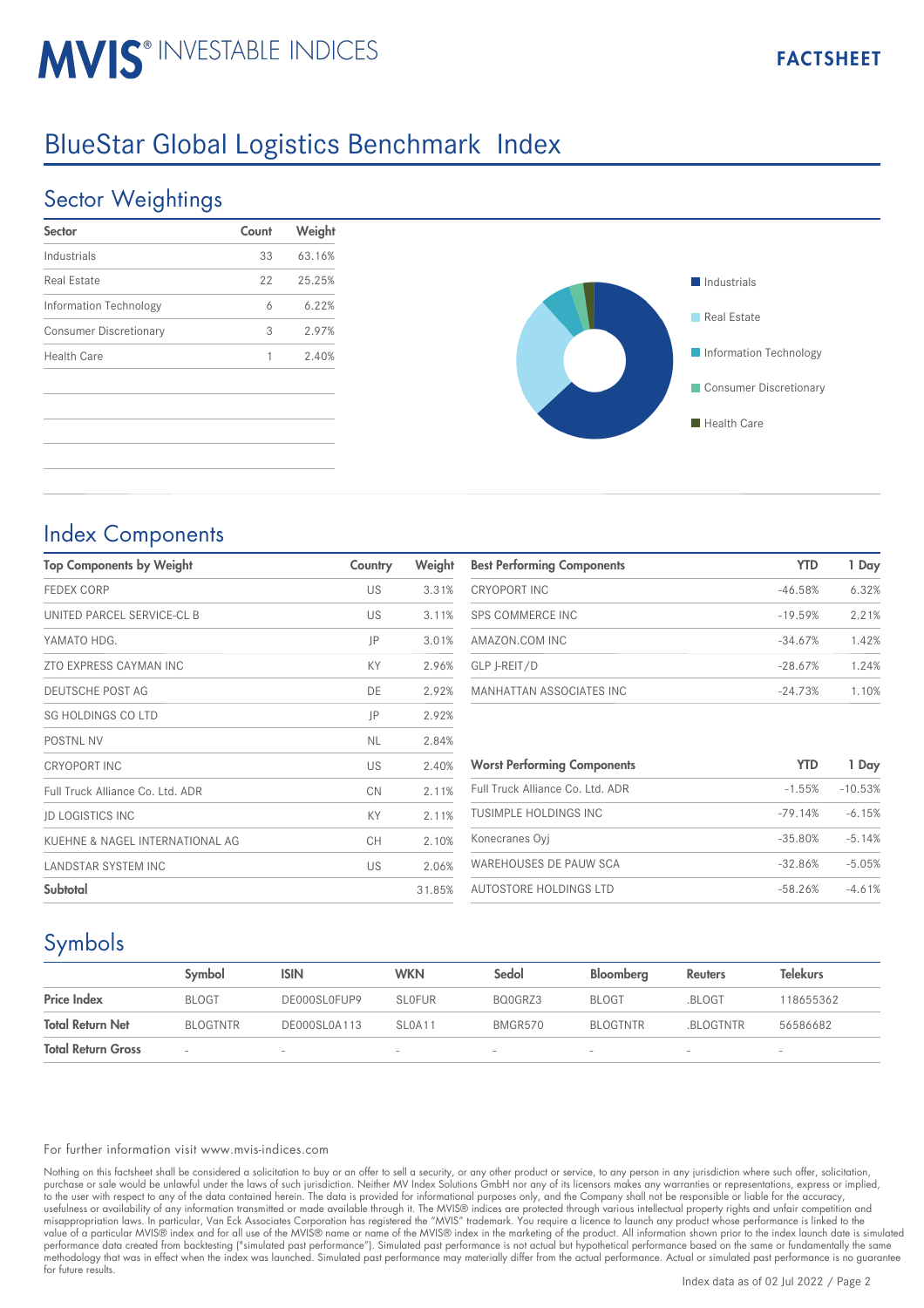# MVIS® INVESTABLE INDICES

FACTSHEET

# BlueStar Global Logistics Benchmark Index

## Sector Weightings

| Sector | Count | Weight |
|---|---|---|
| Industrials | 33 | 63.16% |
| Real Estate | 22 | 25.25% |
| Information Technology | 6 | 6.22% |
| Consumer Discretionary | 3 | 2.97% |
| Health Care | 1 | 2.40% |

Industrials
Real Estate
Information Technology
Consumer Discretionary
Health Care

## Index Components

| Top Components by Weight | Country | Weight |
|---|---|---|
| FEDEX CORP | US | 3.31% |
| UNITED PARCEL SERVICE-CL B | US | 3.11% |
| YAMATO HDG. | JP | 3.01% |
| ZTO EXPRESS CAYMAN INC | KY | 2.96% |
| DEUTSCHE POST AG | DE | 2.92% |
| SG HOLDINGS CO LTD | JP | 2.92% |
| POSTNL NV | NL | 2.84% |
| CRYOPORT INC | US | 2.40% |
| Full Truck Alliance Co. Ltd. ADR | CN | 2.11% |
| JD LOGISTICS INC | KY | 2.11% |
| KUEHNE & NAGEL INTERNATIONAL AG | CH | 2.10% |
| LANDSTAR SYSTEM INC | US | 2.06% |
| **Subtotal** | | 31.85% |

| Best Performing Components | YTD | 1 Day |
|---|---|---|
| CRYOPORT INC | -46.58% | 6.32% |
| SPS COMMERCE INC | -19.59% | 2.21% |
| AMAZON.COM INC | -34.67% | 1.42% |
| GLP J-REIT/D | -28.67% | 1.24% |
| MANHATTAN ASSOCIATES INC | -24.73% | 1.10% |

| Worst Performing Components | YTD | 1 Day |
|---|---|---|
| Full Truck Alliance Co. Ltd. ADR | -1.55% | -10.53% |
| TUSIMPLE HOLDINGS INC | -79.14% | -6.15% |
| Konecranes Oyj | -35.80% | -5.14% |
| WAREHOUSES DE PAUW SCA | -32.86% | -5.05% |
| AUTOSTORE HOLDINGS LTD | -58.26% | -4.61% |

## Symbols

| | Symbol | ISIN | WKN | Sedol | Bloomberg | Reuters | Telekurs |
|---|---|---|---|---|---|---|---|
| **Price Index** | BLOGT | DE000SL0FUP9 | SL0FUP | BQ0GRZ3 | BLOGT | .BLOGT | 118655362 |
| **Total Return Net** | BLOGTNTR | DE000SL0A113 | SL0A11 | BMGR570 | BLOGTNTR | .BLOGTNTR | 56586682 |
| **Total Return Gross** | - | - | - | - | - | - | - |

For further information visit www.mvis-indices.com

Nothing on this factsheet shall be considered a solicitation to buy or an offer to sell a security, or any other product or service, to any person in any jurisdiction where such offer, solicitation, purchase or sale would be unlawful under the laws of such jurisdiction. Neither MV Index Solutions GmbH nor any of its licensors makes any warranties or representations, express or implied, to the user with respect to any of the data contained herein. The data is provided for informational purposes only, and the Company shall not be responsible or liable for the accuracy, usefulness or availability of any information transmitted or made available through it. The MVIS® indices are protected through various intellectual property rights and unfair competition and misappropriation laws. In particular, Van Eck Associates Corporation has registered the "MVIS" trademark. You require a licence to launch any product whose performance is linked to the value of a particular MVIS® index and for all use of the MVIS® name or name of the MVIS® index in the marketing of the product. All information shown prior to the index launch date is simulated performance data created from backtesting ("simulated past performance"). Simulated past performance is not actual but hypothetical performance based on the same or fundamentally the same methodology that was in effect when the index was launched. Simulated past performance may materially differ from the actual performance. Actual or simulated past performance is no guarantee for future results.

Index data as of 02 Jul 2022